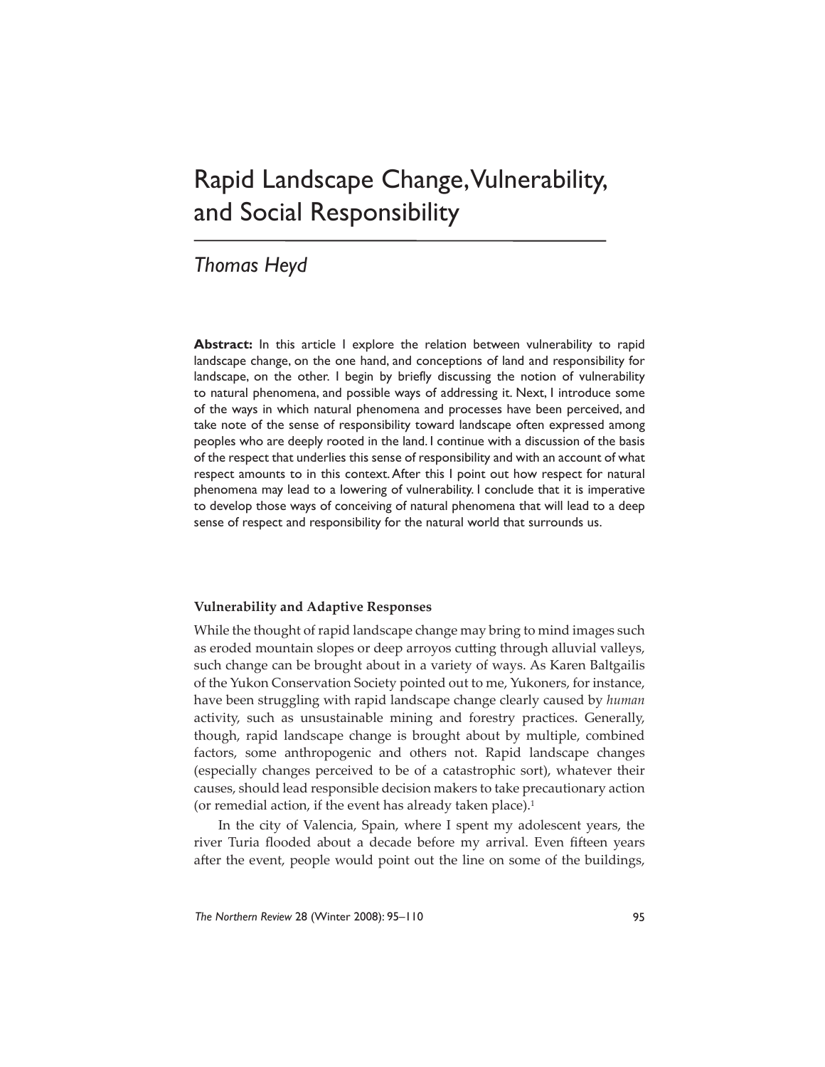# Rapid Landscape Change, Vulnerability, and Social Responsibility

*Thomas Heyd*

**Abstract:** In this article I explore the relation between vulnerability to rapid landscape change, on the one hand, and conceptions of land and responsibility for landscape, on the other. I begin by briefly discussing the notion of vulnerability to natural phenomena, and possible ways of addressing it. Next, I introduce some of the ways in which natural phenomena and processes have been perceived, and take note of the sense of responsibility toward landscape often expressed among peoples who are deeply rooted in the land. I continue with a discussion of the basis of the respect that underlies this sense of responsibility and with an account of what respect amounts to in this context. After this I point out how respect for natural phenomena may lead to a lowering of vulnerability. I conclude that it is imperative to develop those ways of conceiving of natural phenomena that will lead to a deep sense of respect and responsibility for the natural world that surrounds us.

### Vulnerability and Adaptive Responses

While the thought of rapid landscape change may bring to mind images such as eroded mountain slopes or deep arroyos cutting through alluvial valleys, such change can be brought about in a variety of ways. As Karen Baltgailis of the Yukon Conservation Society pointed out to me, Yukoners, for instance, have been struggling with rapid landscape change clearly caused by *human* activity, such as unsustainable mining and forestry practices. Generally, though, rapid landscape change is brought about by multiple, combined factors, some anthropogenic and others not. Rapid landscape changes (especially changes perceived to be of a catastrophic sort), whatever their causes, should lead responsible decision makers to take precautionary action (or remedial action, if the event has already taken place).[1]

In the city of Valencia, Spain, where I spent my adolescent years, the river Turia flooded about a decade before my arrival. Even fifteen years after the event, people would point out the line on some of the buildings,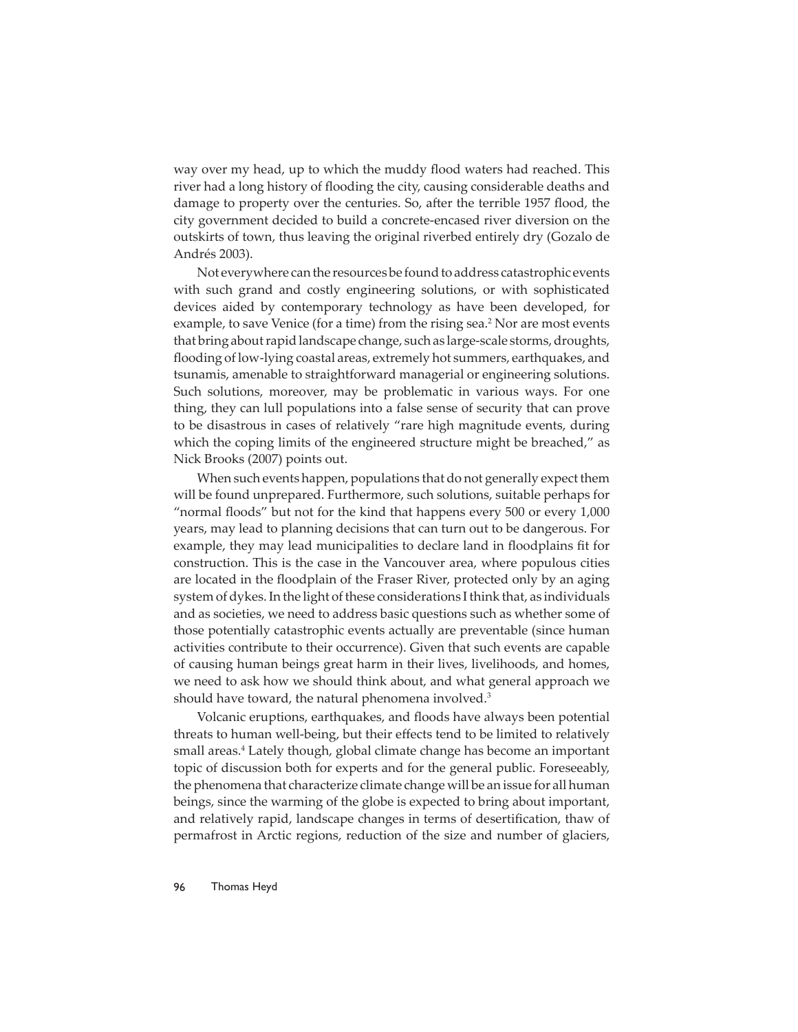way over my head, up to which the muddy flood waters had reached. This river had a long history of flooding the city, causing considerable deaths and damage to property over the centuries. So, after the terrible 1957 flood, the city government decided to build a concrete-encased river diversion on the outskirts of town, thus leaving the original riverbed entirely dry (Gozalo de Andrés 2003).

Not everywhere can the resources be found to address catastrophic events with such grand and costly engineering solutions, or with sophisticated devices aided by contemporary technology as have been developed, for example, to save Venice (for a time) from the rising sea.[2] Nor are most events that bring about rapid landscape change, such as large-scale storms, droughts, flooding of low-lying coastal areas, extremely hot summers, earthquakes, and tsunamis, amenable to straightforward managerial or engineering solutions. Such solutions, moreover, may be problematic in various ways. For one thing, they can lull populations into a false sense of security that can prove to be disastrous in cases of relatively "rare high magnitude events, during which the coping limits of the engineered structure might be breached," as Nick Brooks (2007) points out.

When such events happen, populations that do not generally expect them will be found unprepared. Furthermore, such solutions, suitable perhaps for "normal floods" but not for the kind that happens every 500 or every 1,000 years, may lead to planning decisions that can turn out to be dangerous. For example, they may lead municipalities to declare land in floodplains fit for construction. This is the case in the Vancouver area, where populous cities are located in the floodplain of the Fraser River, protected only by an aging system of dykes. In the light of these considerations I think that, as individuals and as societies, we need to address basic questions such as whether some of those potentially catastrophic events actually are preventable (since human activities contribute to their occurrence). Given that such events are capable of causing human beings great harm in their lives, livelihoods, and homes, we need to ask how we should think about, and what general approach we should have toward, the natural phenomena involved.[3]

Volcanic eruptions, earthquakes, and floods have always been potential threats to human well-being, but their effects tend to be limited to relatively small areas.[4] Lately though, global climate change has become an important topic of discussion both for experts and for the general public. Foreseeably, the phenomena that characterize climate change will be an issue for all human beings, since the warming of the globe is expected to bring about important, and relatively rapid, landscape changes in terms of desertification, thaw of permafrost in Arctic regions, reduction of the size and number of glaciers,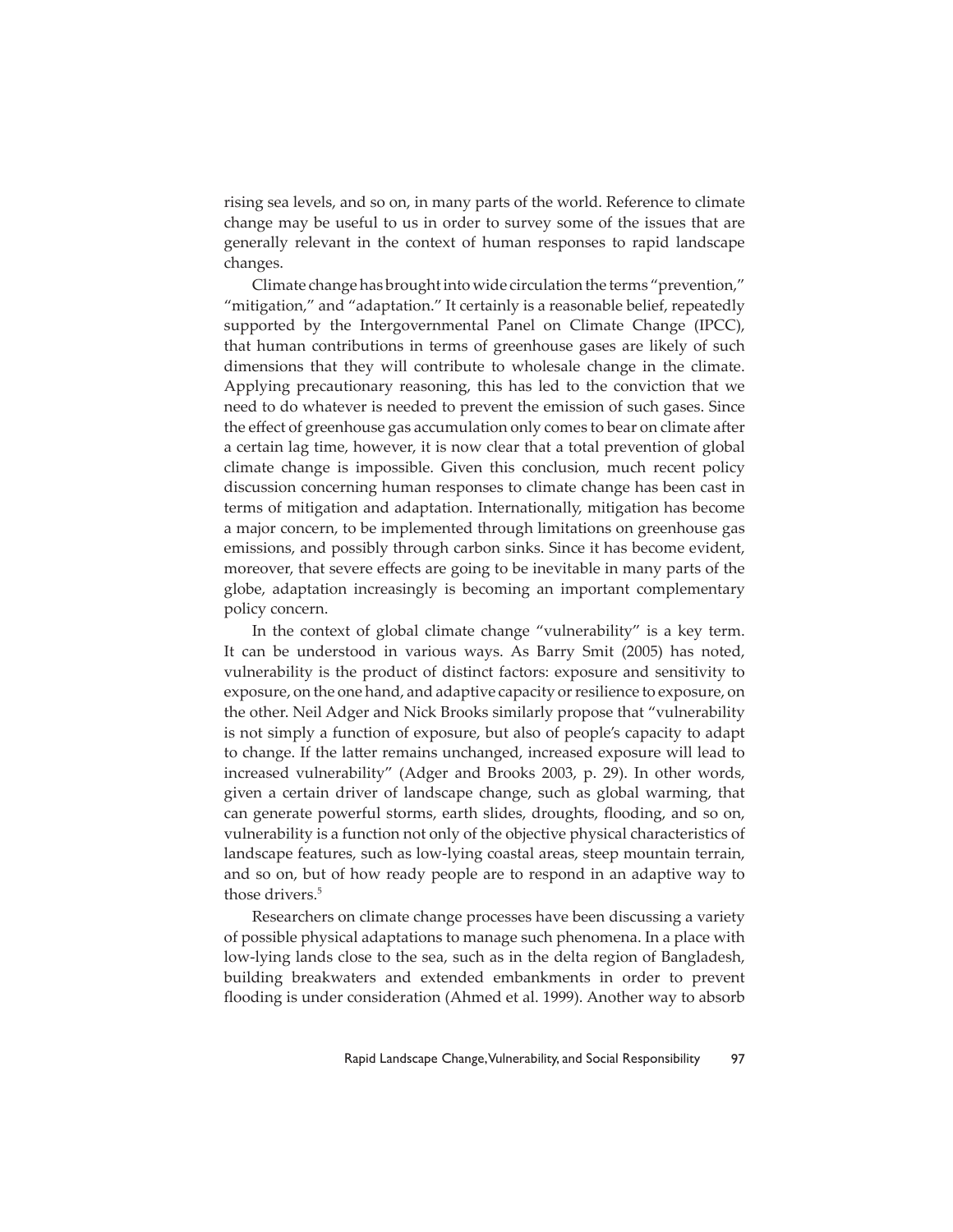rising sea levels, and so on, in many parts of the world. Reference to climate change may be useful to us in order to survey some of the issues that are generally relevant in the context of human responses to rapid landscape changes.

Climate change has brought into wide circulation the terms "prevention," "mitigation," and "adaptation." It certainly is a reasonable belief, repeatedly supported by the Intergovernmental Panel on Climate Change (IPCC), that human contributions in terms of greenhouse gases are likely of such dimensions that they will contribute to wholesale change in the climate. Applying precautionary reasoning, this has led to the conviction that we need to do whatever is needed to prevent the emission of such gases. Since the effect of greenhouse gas accumulation only comes to bear on climate after a certain lag time, however, it is now clear that a total prevention of global climate change is impossible. Given this conclusion, much recent policy discussion concerning human responses to climate change has been cast in terms of mitigation and adaptation. Internationally, mitigation has become a major concern, to be implemented through limitations on greenhouse gas emissions, and possibly through carbon sinks. Since it has become evident, moreover, that severe effects are going to be inevitable in many parts of the globe, adaptation increasingly is becoming an important complementary policy concern.

In the context of global climate change "vulnerability" is a key term. It can be understood in various ways. As Barry Smit (2005) has noted, vulnerability is the product of distinct factors: exposure and sensitivity to exposure, on the one hand, and adaptive capacity or resilience to exposure, on the other. Neil Adger and Nick Brooks similarly propose that "vulnerability is not simply a function of exposure, but also of people's capacity to adapt to change. If the latter remains unchanged, increased exposure will lead to increased vulnerability" (Adger and Brooks 2003, p. 29). In other words, given a certain driver of landscape change, such as global warming, that can generate powerful storms, earth slides, droughts, flooding, and so on, vulnerability is a function not only of the objective physical characteristics of landscape features, such as low-lying coastal areas, steep mountain terrain, and so on, but of how ready people are to respond in an adaptive way to those drivers.[5]

Researchers on climate change processes have been discussing a variety of possible physical adaptations to manage such phenomena. In a place with low-lying lands close to the sea, such as in the delta region of Bangladesh, building breakwaters and extended embankments in order to prevent flooding is under consideration (Ahmed et al. 1999). Another way to absorb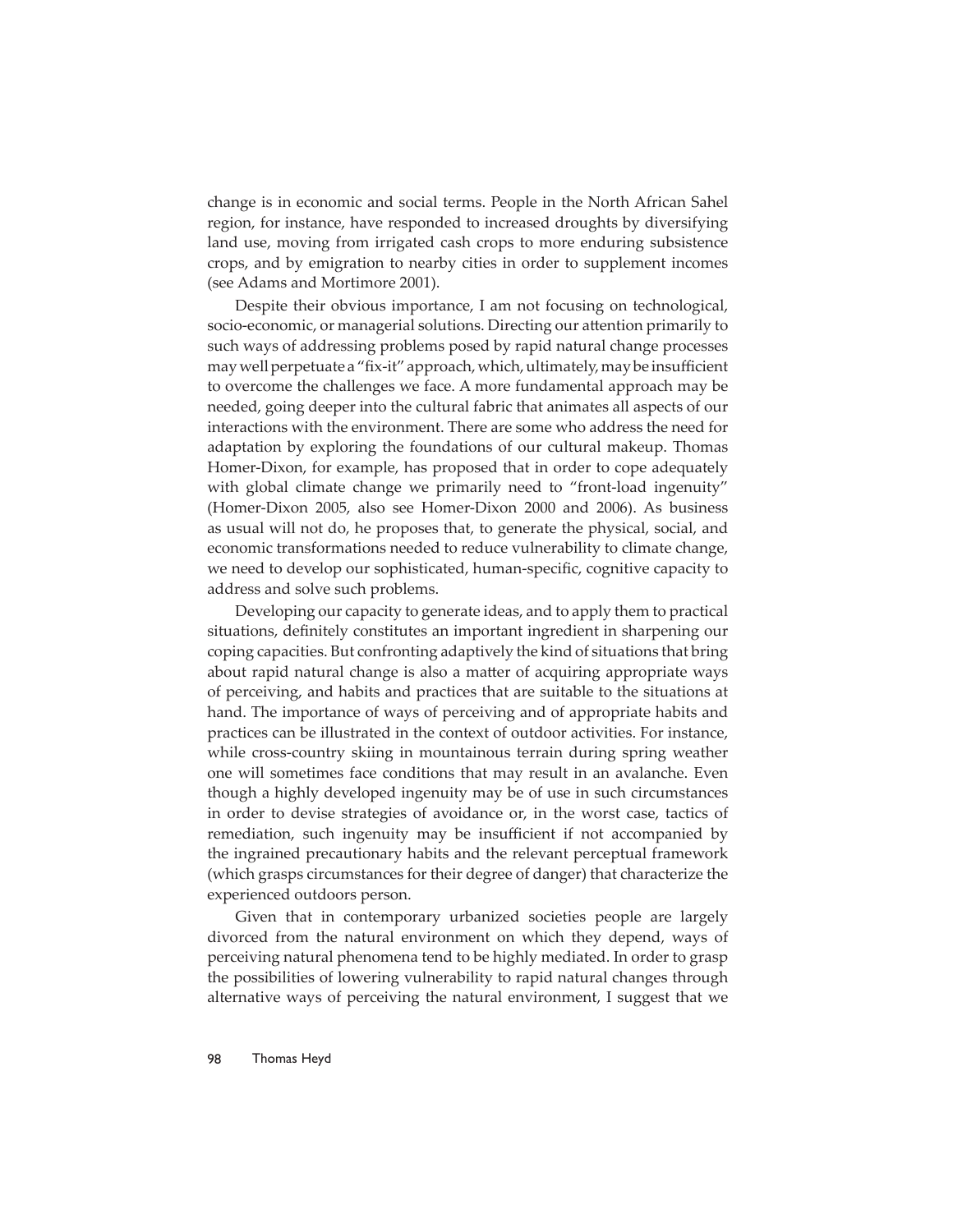change is in economic and social terms. People in the North African Sahel region, for instance, have responded to increased droughts by diversifying land use, moving from irrigated cash crops to more enduring subsistence crops, and by emigration to nearby cities in order to supplement incomes (see Adams and Mortimore 2001).

Despite their obvious importance, I am not focusing on technological, socio-economic, or managerial solutions. Directing our attention primarily to such ways of addressing problems posed by rapid natural change processes may well perpetuate a "fix-it" approach, which, ultimately, may be insufficient to overcome the challenges we face. A more fundamental approach may be needed, going deeper into the cultural fabric that animates all aspects of our interactions with the environment. There are some who address the need for adaptation by exploring the foundations of our cultural makeup. Thomas Homer-Dixon, for example, has proposed that in order to cope adequately with global climate change we primarily need to "front-load ingenuity" (Homer-Dixon 2005, also see Homer-Dixon 2000 and 2006). As business as usual will not do, he proposes that, to generate the physical, social, and economic transformations needed to reduce vulnerability to climate change, we need to develop our sophisticated, human-specific, cognitive capacity to address and solve such problems.

Developing our capacity to generate ideas, and to apply them to practical situations, definitely constitutes an important ingredient in sharpening our coping capacities. But confronting adaptively the kind of situations that bring about rapid natural change is also a matter of acquiring appropriate ways of perceiving, and habits and practices that are suitable to the situations at hand. The importance of ways of perceiving and of appropriate habits and practices can be illustrated in the context of outdoor activities. For instance, while cross-country skiing in mountainous terrain during spring weather one will sometimes face conditions that may result in an avalanche. Even though a highly developed ingenuity may be of use in such circumstances in order to devise strategies of avoidance or, in the worst case, tactics of remediation, such ingenuity may be insufficient if not accompanied by the ingrained precautionary habits and the relevant perceptual framework (which grasps circumstances for their degree of danger) that characterize the experienced outdoors person.

Given that in contemporary urbanized societies people are largely divorced from the natural environment on which they depend, ways of perceiving natural phenomena tend to be highly mediated. In order to grasp the possibilities of lowering vulnerability to rapid natural changes through alternative ways of perceiving the natural environment, I suggest that we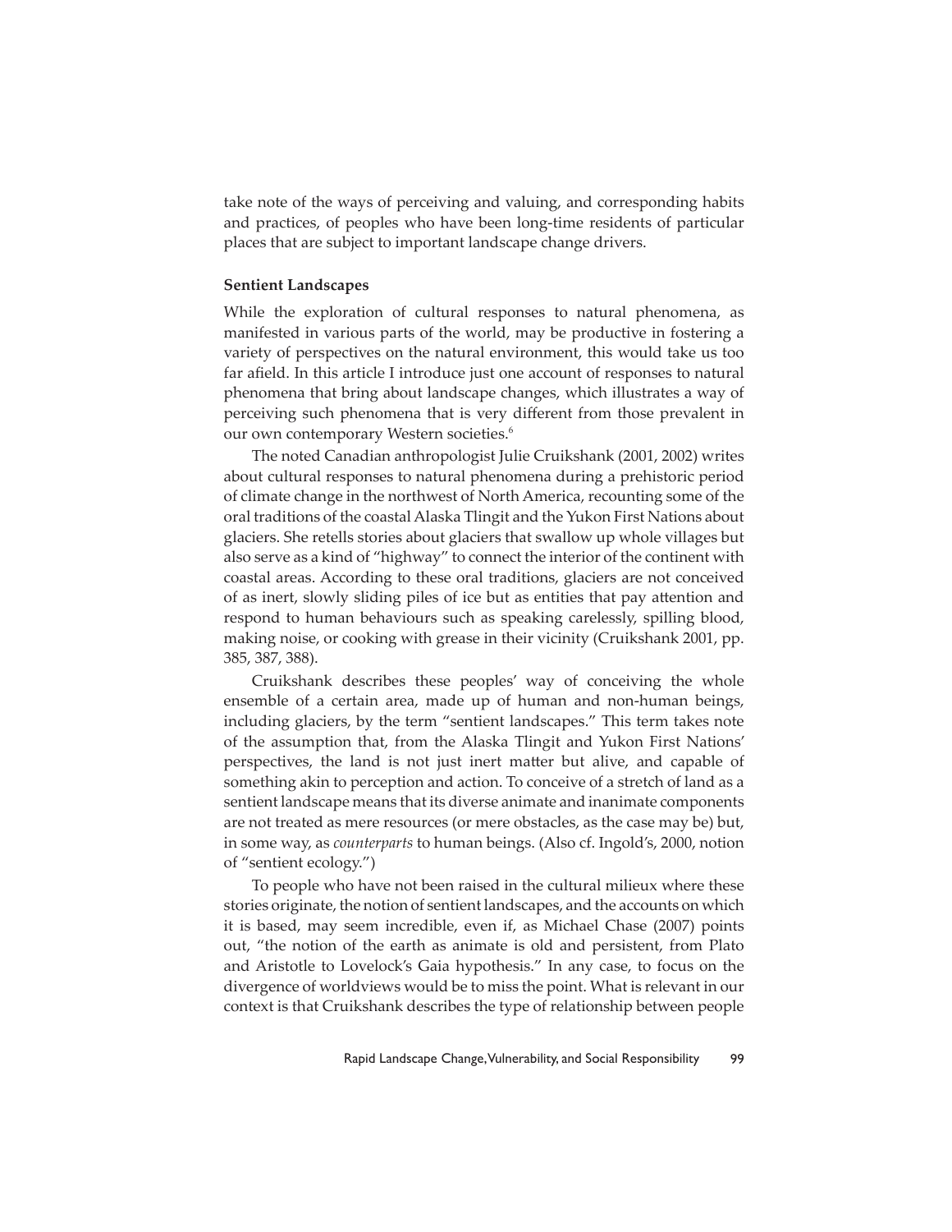take note of the ways of perceiving and valuing, and corresponding habits and practices, of peoples who have been long-time residents of particular places that are subject to important landscape change drivers.

## Sentient Landscapes

While the exploration of cultural responses to natural phenomena, as manifested in various parts of the world, may be productive in fostering a variety of perspectives on the natural environment, this would take us too far afield. In this article I introduce just one account of responses to natural phenomena that bring about landscape changes, which illustrates a way of perceiving such phenomena that is very different from those prevalent in our own contemporary Western societies.[6]

The noted Canadian anthropologist Julie Cruikshank (2001, 2002) writes about cultural responses to natural phenomena during a prehistoric period of climate change in the northwest of North America, recounting some of the oral traditions of the coastal Alaska Tlingit and the Yukon First Nations about glaciers. She retells stories about glaciers that swallow up whole villages but also serve as a kind of "highway" to connect the interior of the continent with coastal areas. According to these oral traditions, glaciers are not conceived of as inert, slowly sliding piles of ice but as entities that pay attention and respond to human behaviours such as speaking carelessly, spilling blood, making noise, or cooking with grease in their vicinity (Cruikshank 2001, pp. 385, 387, 388).

Cruikshank describes these peoples' way of conceiving the whole ensemble of a certain area, made up of human and non-human beings, including glaciers, by the term "sentient landscapes." This term takes note of the assumption that, from the Alaska Tlingit and Yukon First Nations' perspectives, the land is not just inert matter but alive, and capable of something akin to perception and action. To conceive of a stretch of land as a sentient landscape means that its diverse animate and inanimate components are not treated as mere resources (or mere obstacles, as the case may be) but, in some way, as *counterparts* to human beings. (Also cf. Ingold's, 2000, notion of "sentient ecology.")

To people who have not been raised in the cultural milieux where these stories originate, the notion of sentient landscapes, and the accounts on which it is based, may seem incredible, even if, as Michael Chase (2007) points out, "the notion of the earth as animate is old and persistent, from Plato and Aristotle to Lovelock's Gaia hypothesis." In any case, to focus on the divergence of worldviews would be to miss the point. What is relevant in our context is that Cruikshank describes the type of relationship between people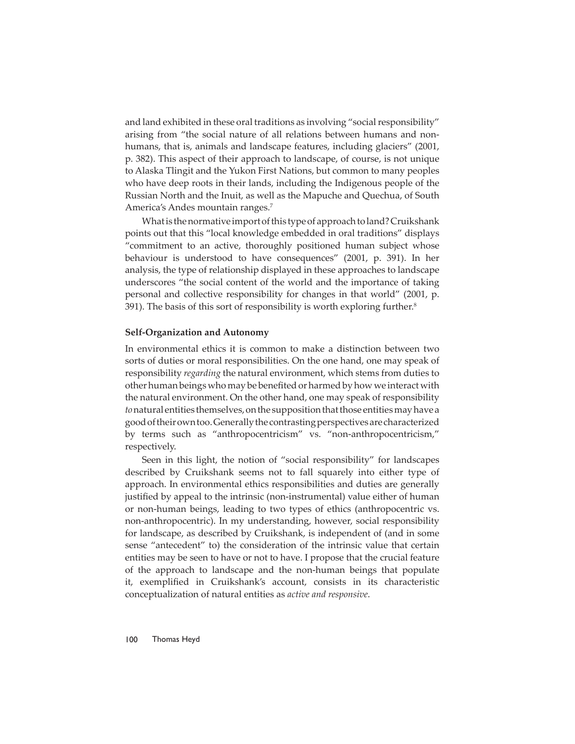and land exhibited in these oral traditions as involving "social responsibility" arising from "the social nature of all relations between humans and non-humans, that is, animals and landscape features, including glaciers" (2001, p. 382). This aspect of their approach to landscape, of course, is not unique to Alaska Tlingit and the Yukon First Nations, but common to many peoples who have deep roots in their lands, including the Indigenous people of the Russian North and the Inuit, as well as the Mapuche and Quechua, of South America's Andes mountain ranges.[7]

What is the normative import of this type of approach to land? Cruikshank points out that this "local knowledge embedded in oral traditions" displays "commitment to an active, thoroughly positioned human subject whose behaviour is understood to have consequences" (2001, p. 391). In her analysis, the type of relationship displayed in these approaches to landscape underscores "the social content of the world and the importance of taking personal and collective responsibility for changes in that world" (2001, p. 391). The basis of this sort of responsibility is worth exploring further.[8]

### Self-Organization and Autonomy

In environmental ethics it is common to make a distinction between two sorts of duties or moral responsibilities. On the one hand, one may speak of responsibility *regarding* the natural environment, which stems from duties to other human beings who may be benefited or harmed by how we interact with the natural environment. On the other hand, one may speak of responsibility *to* natural entities themselves, on the supposition that those entities may have a good of their own too. Generally the contrasting perspectives are characterized by terms such as "anthropocentricism" vs. "non-anthropocentricism," respectively.

Seen in this light, the notion of "social responsibility" for landscapes described by Cruikshank seems not to fall squarely into either type of approach. In environmental ethics responsibilities and duties are generally justified by appeal to the intrinsic (non-instrumental) value either of human or non-human beings, leading to two types of ethics (anthropocentric vs. non-anthropocentric). In my understanding, however, social responsibility for landscape, as described by Cruikshank, is independent of (and in some sense "antecedent" to) the consideration of the intrinsic value that certain entities may be seen to have or not to have. I propose that the crucial feature of the approach to landscape and the non-human beings that populate it, exemplified in Cruikshank's account, consists in its characteristic conceptualization of natural entities as *active and responsive*.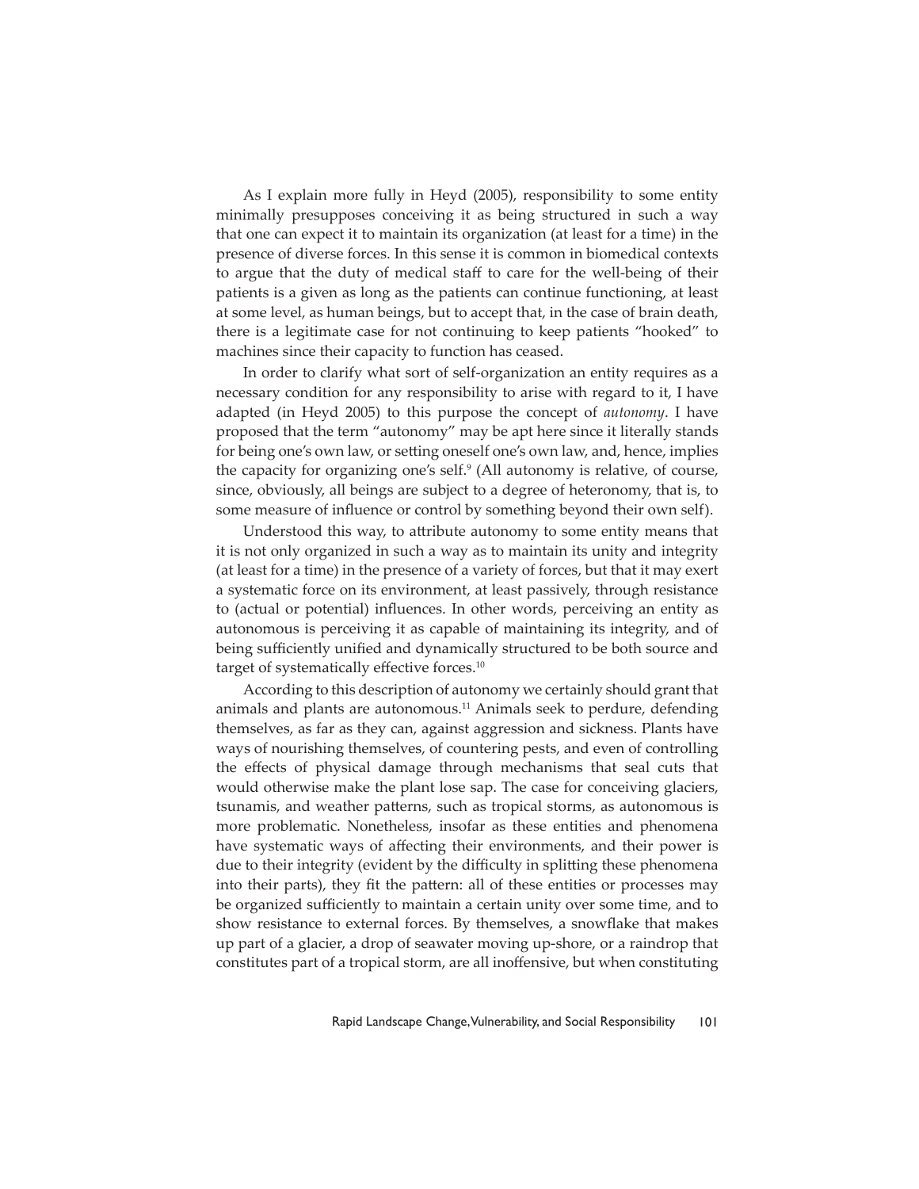As I explain more fully in Heyd (2005), responsibility to some entity minimally presupposes conceiving it as being structured in such a way that one can expect it to maintain its organization (at least for a time) in the presence of diverse forces. In this sense it is common in biomedical contexts to argue that the duty of medical staff to care for the well-being of their patients is a given as long as the patients can continue functioning, at least at some level, as human beings, but to accept that, in the case of brain death, there is a legitimate case for not continuing to keep patients "hooked" to machines since their capacity to function has ceased.

In order to clarify what sort of self-organization an entity requires as a necessary condition for any responsibility to arise with regard to it, I have adapted (in Heyd 2005) to this purpose the concept of *autonomy*. I have proposed that the term "autonomy" may be apt here since it literally stands for being one's own law, or setting oneself one's own law, and, hence, implies the capacity for organizing one's self.[9] (All autonomy is relative, of course, since, obviously, all beings are subject to a degree of heteronomy, that is, to some measure of influence or control by something beyond their own self).

Understood this way, to attribute autonomy to some entity means that it is not only organized in such a way as to maintain its unity and integrity (at least for a time) in the presence of a variety of forces, but that it may exert a systematic force on its environment, at least passively, through resistance to (actual or potential) influences. In other words, perceiving an entity as autonomous is perceiving it as capable of maintaining its integrity, and of being sufficiently unified and dynamically structured to be both source and target of systematically effective forces.[10]

According to this description of autonomy we certainly should grant that animals and plants are autonomous.[11] Animals seek to perdure, defending themselves, as far as they can, against aggression and sickness. Plants have ways of nourishing themselves, of countering pests, and even of controlling the effects of physical damage through mechanisms that seal cuts that would otherwise make the plant lose sap. The case for conceiving glaciers, tsunamis, and weather patterns, such as tropical storms, as autonomous is more problematic. Nonetheless, insofar as these entities and phenomena have systematic ways of affecting their environments, and their power is due to their integrity (evident by the difficulty in splitting these phenomena into their parts), they fit the pattern: all of these entities or processes may be organized sufficiently to maintain a certain unity over some time, and to show resistance to external forces. By themselves, a snowflake that makes up part of a glacier, a drop of seawater moving up-shore, or a raindrop that constitutes part of a tropical storm, are all inoffensive, but when constituting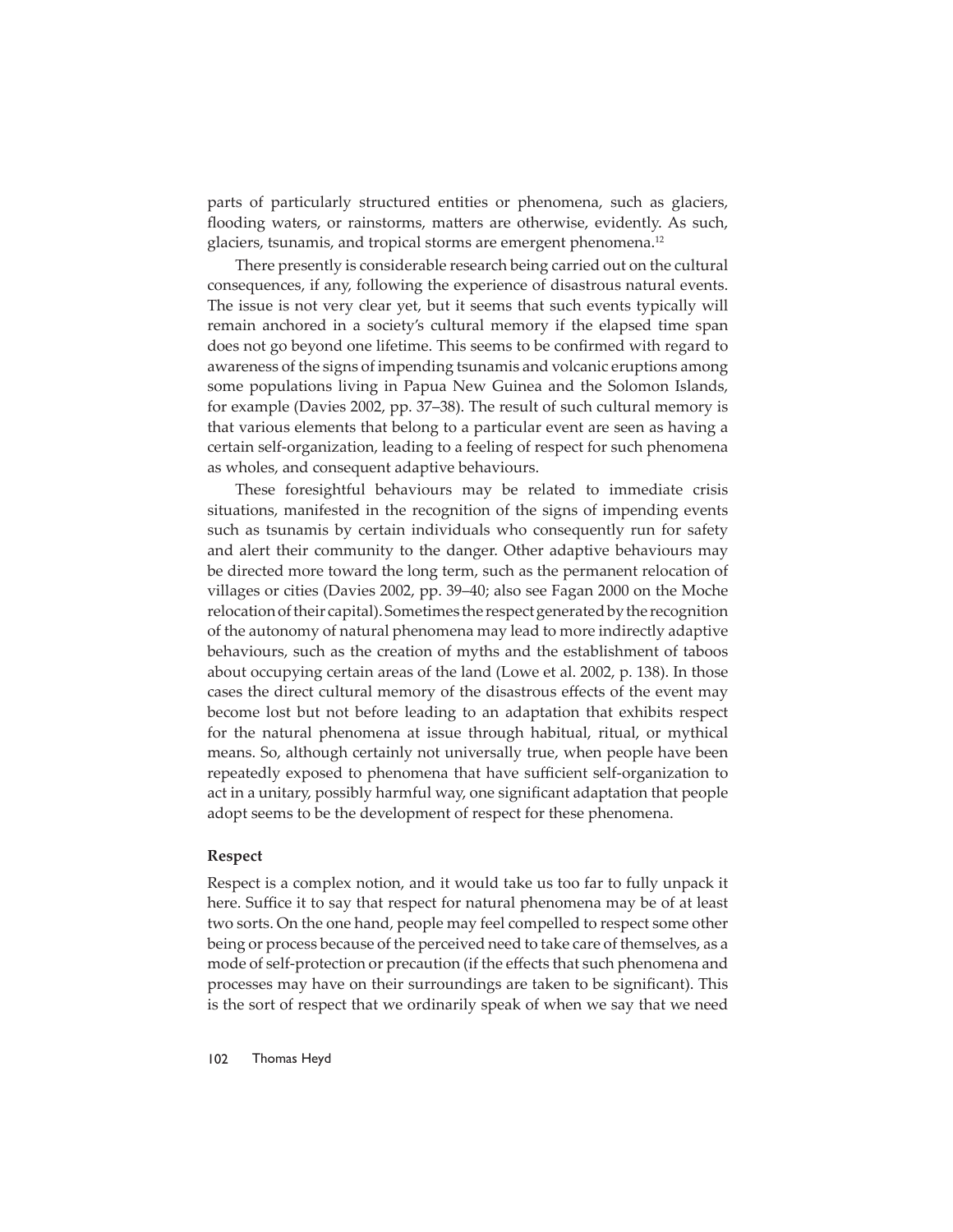parts of particularly structured entities or phenomena, such as glaciers, flooding waters, or rainstorms, matters are otherwise, evidently. As such, glaciers, tsunamis, and tropical storms are emergent phenomena.[12]

There presently is considerable research being carried out on the cultural consequences, if any, following the experience of disastrous natural events. The issue is not very clear yet, but it seems that such events typically will remain anchored in a society's cultural memory if the elapsed time span does not go beyond one lifetime. This seems to be confirmed with regard to awareness of the signs of impending tsunamis and volcanic eruptions among some populations living in Papua New Guinea and the Solomon Islands, for example (Davies 2002, pp. 37–38). The result of such cultural memory is that various elements that belong to a particular event are seen as having a certain self-organization, leading to a feeling of respect for such phenomena as wholes, and consequent adaptive behaviours.

These foresightful behaviours may be related to immediate crisis situations, manifested in the recognition of the signs of impending events such as tsunamis by certain individuals who consequently run for safety and alert their community to the danger. Other adaptive behaviours may be directed more toward the long term, such as the permanent relocation of villages or cities (Davies 2002, pp. 39–40; also see Fagan 2000 on the Moche relocation of their capital). Sometimes the respect generated by the recognition of the autonomy of natural phenomena may lead to more indirectly adaptive behaviours, such as the creation of myths and the establishment of taboos about occupying certain areas of the land (Lowe et al. 2002, p. 138). In those cases the direct cultural memory of the disastrous effects of the event may become lost but not before leading to an adaptation that exhibits respect for the natural phenomena at issue through habitual, ritual, or mythical means. So, although certainly not universally true, when people have been repeatedly exposed to phenomena that have sufficient self-organization to act in a unitary, possibly harmful way, one significant adaptation that people adopt seems to be the development of respect for these phenomena.

### Respect

Respect is a complex notion, and it would take us too far to fully unpack it here. Suffice it to say that respect for natural phenomena may be of at least two sorts. On the one hand, people may feel compelled to respect some other being or process because of the perceived need to take care of themselves, as a mode of self-protection or precaution (if the effects that such phenomena and processes may have on their surroundings are taken to be significant). This is the sort of respect that we ordinarily speak of when we say that we need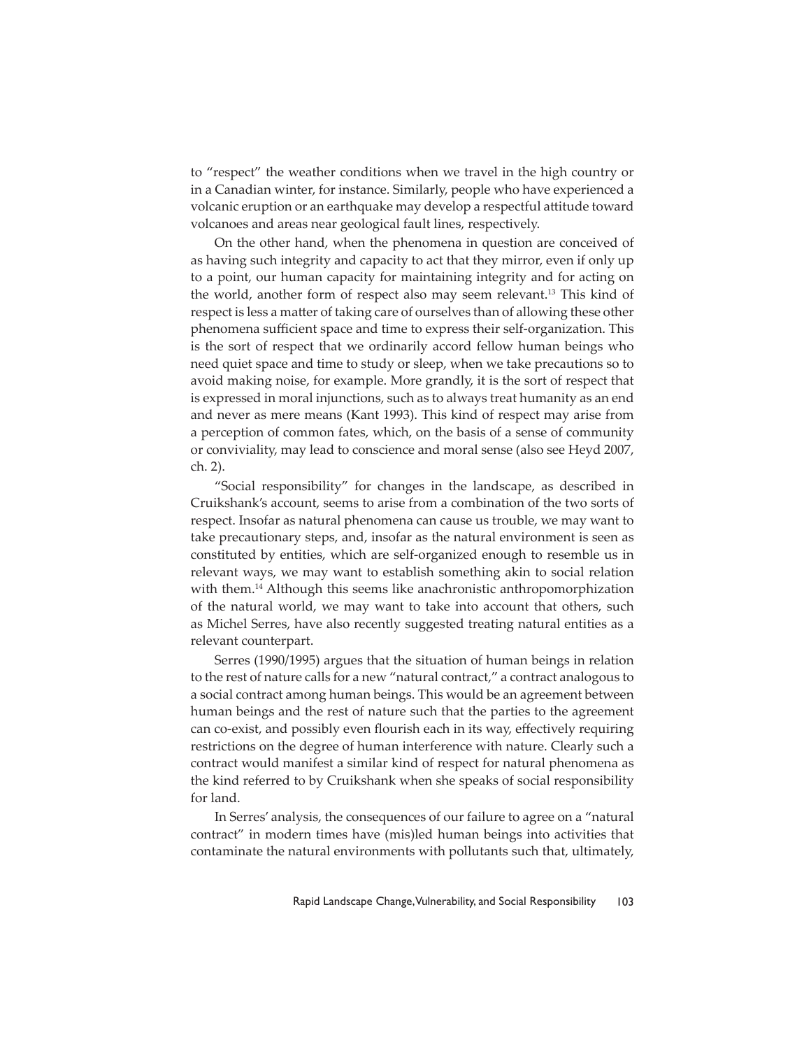to "respect" the weather conditions when we travel in the high country or in a Canadian winter, for instance. Similarly, people who have experienced a volcanic eruption or an earthquake may develop a respectful attitude toward volcanoes and areas near geological fault lines, respectively.

On the other hand, when the phenomena in question are conceived of as having such integrity and capacity to act that they mirror, even if only up to a point, our human capacity for maintaining integrity and for acting on the world, another form of respect also may seem relevant.[13] This kind of respect is less a matter of taking care of ourselves than of allowing these other phenomena sufficient space and time to express their self-organization. This is the sort of respect that we ordinarily accord fellow human beings who need quiet space and time to study or sleep, when we take precautions so to avoid making noise, for example. More grandly, it is the sort of respect that is expressed in moral injunctions, such as to always treat humanity as an end and never as mere means (Kant 1993). This kind of respect may arise from a perception of common fates, which, on the basis of a sense of community or conviviality, may lead to conscience and moral sense (also see Heyd 2007, ch. 2).

"Social responsibility" for changes in the landscape, as described in Cruikshank's account, seems to arise from a combination of the two sorts of respect. Insofar as natural phenomena can cause us trouble, we may want to take precautionary steps, and, insofar as the natural environment is seen as constituted by entities, which are self-organized enough to resemble us in relevant ways, we may want to establish something akin to social relation with them.[14] Although this seems like anachronistic anthropomorphization of the natural world, we may want to take into account that others, such as Michel Serres, have also recently suggested treating natural entities as a relevant counterpart.

Serres (1990/1995) argues that the situation of human beings in relation to the rest of nature calls for a new "natural contract," a contract analogous to a social contract among human beings. This would be an agreement between human beings and the rest of nature such that the parties to the agreement can co-exist, and possibly even flourish each in its way, effectively requiring restrictions on the degree of human interference with nature. Clearly such a contract would manifest a similar kind of respect for natural phenomena as the kind referred to by Cruikshank when she speaks of social responsibility for land.

In Serres' analysis, the consequences of our failure to agree on a "natural contract" in modern times have (mis)led human beings into activities that contaminate the natural environments with pollutants such that, ultimately,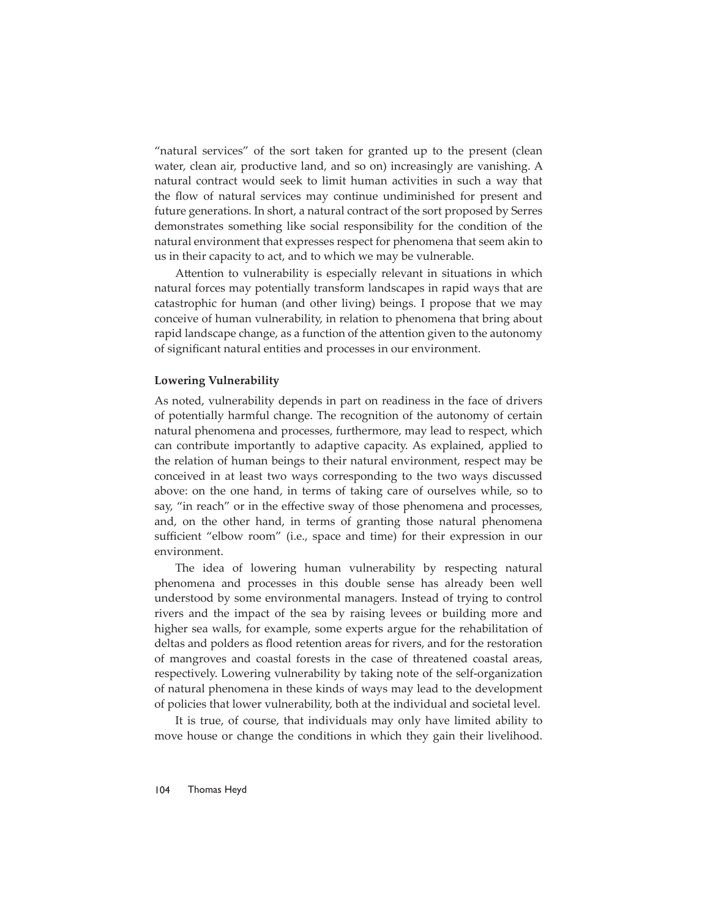"natural services" of the sort taken for granted up to the present (clean water, clean air, productive land, and so on) increasingly are vanishing. A natural contract would seek to limit human activities in such a way that the flow of natural services may continue undiminished for present and future generations. In short, a natural contract of the sort proposed by Serres demonstrates something like social responsibility for the condition of the natural environment that expresses respect for phenomena that seem akin to us in their capacity to act, and to which we may be vulnerable.

Attention to vulnerability is especially relevant in situations in which natural forces may potentially transform landscapes in rapid ways that are catastrophic for human (and other living) beings. I propose that we may conceive of human vulnerability, in relation to phenomena that bring about rapid landscape change, as a function of the attention given to the autonomy of significant natural entities and processes in our environment.

### Lowering Vulnerability

As noted, vulnerability depends in part on readiness in the face of drivers of potentially harmful change. The recognition of the autonomy of certain natural phenomena and processes, furthermore, may lead to respect, which can contribute importantly to adaptive capacity. As explained, applied to the relation of human beings to their natural environment, respect may be conceived in at least two ways corresponding to the two ways discussed above: on the one hand, in terms of taking care of ourselves while, so to say, "in reach" or in the effective sway of those phenomena and processes, and, on the other hand, in terms of granting those natural phenomena sufficient "elbow room" (i.e., space and time) for their expression in our environment.

The idea of lowering human vulnerability by respecting natural phenomena and processes in this double sense has already been well understood by some environmental managers. Instead of trying to control rivers and the impact of the sea by raising levees or building more and higher sea walls, for example, some experts argue for the rehabilitation of deltas and polders as flood retention areas for rivers, and for the restoration of mangroves and coastal forests in the case of threatened coastal areas, respectively. Lowering vulnerability by taking note of the self-organization of natural phenomena in these kinds of ways may lead to the development of policies that lower vulnerability, both at the individual and societal level.

It is true, of course, that individuals may only have limited ability to move house or change the conditions in which they gain their livelihood.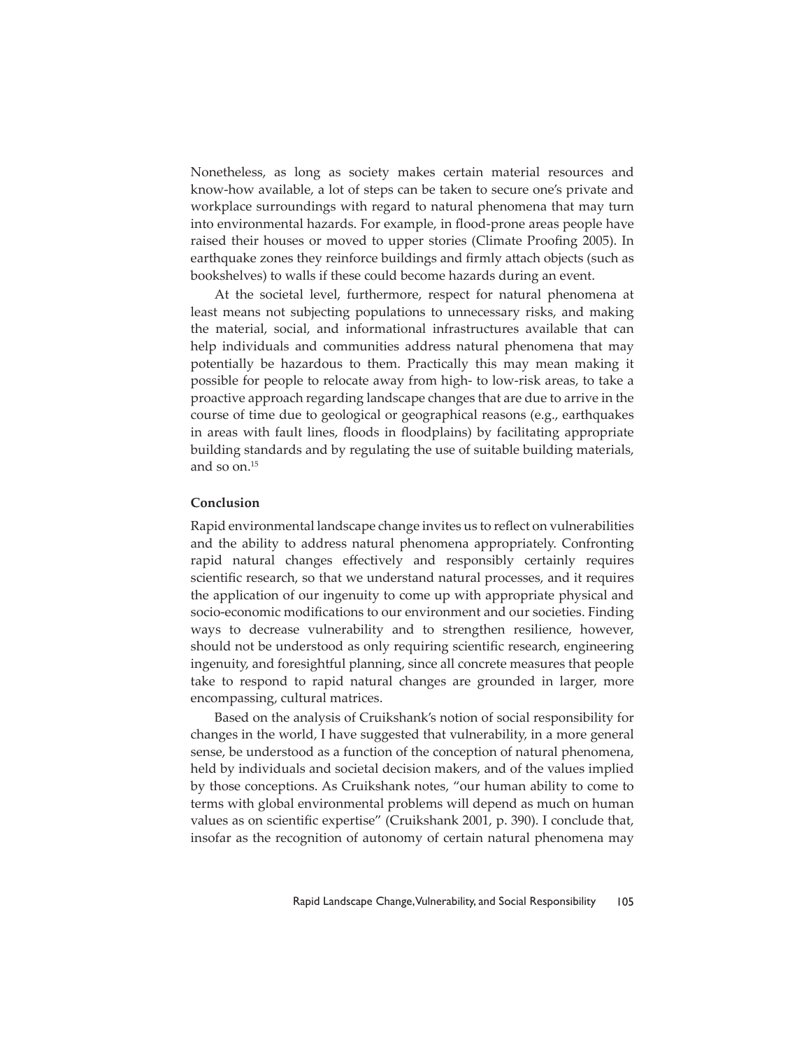Nonetheless, as long as society makes certain material resources and know-how available, a lot of steps can be taken to secure one's private and workplace surroundings with regard to natural phenomena that may turn into environmental hazards. For example, in flood-prone areas people have raised their houses or moved to upper stories (Climate Proofing 2005). In earthquake zones they reinforce buildings and firmly attach objects (such as bookshelves) to walls if these could become hazards during an event.

At the societal level, furthermore, respect for natural phenomena at least means not subjecting populations to unnecessary risks, and making the material, social, and informational infrastructures available that can help individuals and communities address natural phenomena that may potentially be hazardous to them. Practically this may mean making it possible for people to relocate away from high- to low-risk areas, to take a proactive approach regarding landscape changes that are due to arrive in the course of time due to geological or geographical reasons (e.g., earthquakes in areas with fault lines, floods in floodplains) by facilitating appropriate building standards and by regulating the use of suitable building materials, and so on.[15]

**Conclusion**

Rapid environmental landscape change invites us to reflect on vulnerabilities and the ability to address natural phenomena appropriately. Confronting rapid natural changes effectively and responsibly certainly requires scientific research, so that we understand natural processes, and it requires the application of our ingenuity to come up with appropriate physical and socio-economic modifications to our environment and our societies. Finding ways to decrease vulnerability and to strengthen resilience, however, should not be understood as only requiring scientific research, engineering ingenuity, and foresightful planning, since all concrete measures that people take to respond to rapid natural changes are grounded in larger, more encompassing, cultural matrices.

Based on the analysis of Cruikshank's notion of social responsibility for changes in the world, I have suggested that vulnerability, in a more general sense, be understood as a function of the conception of natural phenomena, held by individuals and societal decision makers, and of the values implied by those conceptions. As Cruikshank notes, "our human ability to come to terms with global environmental problems will depend as much on human values as on scientific expertise" (Cruikshank 2001, p. 390). I conclude that, insofar as the recognition of autonomy of certain natural phenomena may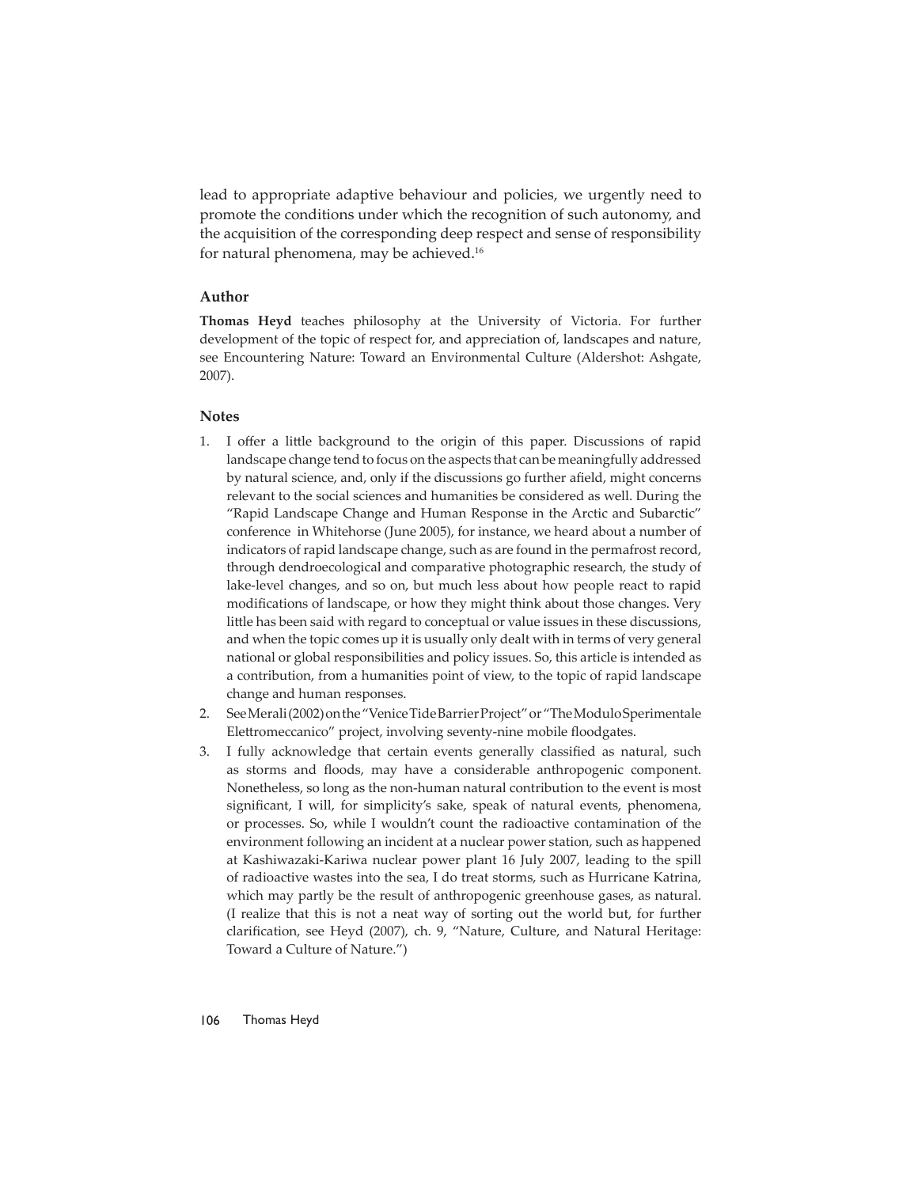lead to appropriate adaptive behaviour and policies, we urgently need to promote the conditions under which the recognition of such autonomy, and the acquisition of the corresponding deep respect and sense of responsibility for natural phenomena, may be achieved.[16]

### Author

**Thomas Heyd** teaches philosophy at the University of Victoria. For further development of the topic of respect for, and appreciation of, landscapes and nature, see Encountering Nature: Toward an Environmental Culture (Aldershot: Ashgate, 2007).

### Notes

1. I offer a little background to the origin of this paper. Discussions of rapid landscape change tend to focus on the aspects that can be meaningfully addressed by natural science, and, only if the discussions go further afield, might concerns relevant to the social sciences and humanities be considered as well. During the "Rapid Landscape Change and Human Response in the Arctic and Subarctic" conference in Whitehorse (June 2005), for instance, we heard about a number of indicators of rapid landscape change, such as are found in the permafrost record, through dendroecological and comparative photographic research, the study of lake-level changes, and so on, but much less about how people react to rapid modifications of landscape, or how they might think about those changes. Very little has been said with regard to conceptual or value issues in these discussions, and when the topic comes up it is usually only dealt with in terms of very general national or global responsibilities and policy issues. So, this article is intended as a contribution, from a humanities point of view, to the topic of rapid landscape change and human responses.
2. See Merali (2002) on the "Venice Tide Barrier Project" or "The Modulo Sperimentale Elettromeccanico" project, involving seventy-nine mobile floodgates.
3. I fully acknowledge that certain events generally classified as natural, such as storms and floods, may have a considerable anthropogenic component. Nonetheless, so long as the non-human natural contribution to the event is most significant, I will, for simplicity's sake, speak of natural events, phenomena, or processes. So, while I wouldn't count the radioactive contamination of the environment following an incident at a nuclear power station, such as happened at Kashiwazaki-Kariwa nuclear power plant 16 July 2007, leading to the spill of radioactive wastes into the sea, I do treat storms, such as Hurricane Katrina, which may partly be the result of anthropogenic greenhouse gases, as natural. (I realize that this is not a neat way of sorting out the world but, for further clarification, see Heyd (2007), ch. 9, "Nature, Culture, and Natural Heritage: Toward a Culture of Nature.")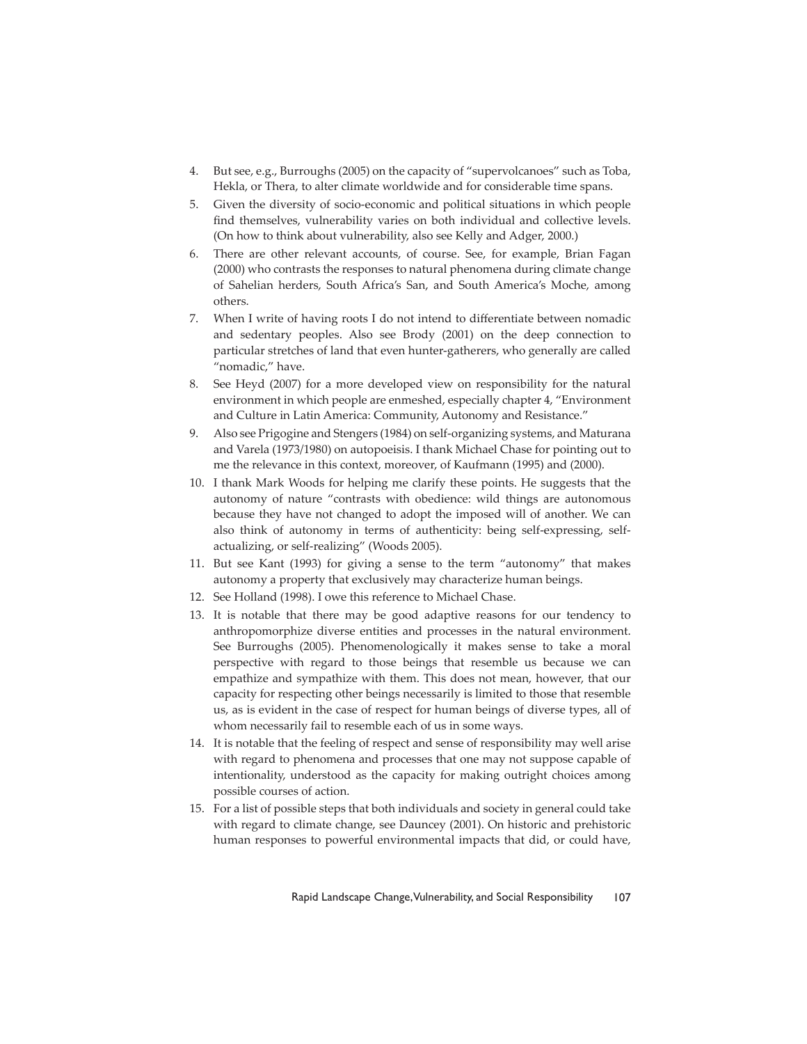4. But see, e.g., Burroughs (2005) on the capacity of "supervolcanoes" such as Toba, Hekla, or Thera, to alter climate worldwide and for considerable time spans.
5. Given the diversity of socio-economic and political situations in which people find themselves, vulnerability varies on both individual and collective levels. (On how to think about vulnerability, also see Kelly and Adger, 2000.)
6. There are other relevant accounts, of course. See, for example, Brian Fagan (2000) who contrasts the responses to natural phenomena during climate change of Sahelian herders, South Africa's San, and South America's Moche, among others.
7. When I write of having roots I do not intend to differentiate between nomadic and sedentary peoples. Also see Brody (2001) on the deep connection to particular stretches of land that even hunter-gatherers, who generally are called "nomadic," have.
8. See Heyd (2007) for a more developed view on responsibility for the natural environment in which people are enmeshed, especially chapter 4, "Environment and Culture in Latin America: Community, Autonomy and Resistance."
9. Also see Prigogine and Stengers (1984) on self-organizing systems, and Maturana and Varela (1973/1980) on autopoeisis. I thank Michael Chase for pointing out to me the relevance in this context, moreover, of Kaufmann (1995) and (2000).
10. I thank Mark Woods for helping me clarify these points. He suggests that the autonomy of nature "contrasts with obedience: wild things are autonomous because they have not changed to adopt the imposed will of another. We can also think of autonomy in terms of authenticity: being self-expressing, self-actualizing, or self-realizing" (Woods 2005).
11. But see Kant (1993) for giving a sense to the term "autonomy" that makes autonomy a property that exclusively may characterize human beings.
12. See Holland (1998). I owe this reference to Michael Chase.
13. It is notable that there may be good adaptive reasons for our tendency to anthropomorphize diverse entities and processes in the natural environment. See Burroughs (2005). Phenomenologically it makes sense to take a moral perspective with regard to those beings that resemble us because we can empathize and sympathize with them. This does not mean, however, that our capacity for respecting other beings necessarily is limited to those that resemble us, as is evident in the case of respect for human beings of diverse types, all of whom necessarily fail to resemble each of us in some ways.
14. It is notable that the feeling of respect and sense of responsibility may well arise with regard to phenomena and processes that one may not suppose capable of intentionality, understood as the capacity for making outright choices among possible courses of action.
15. For a list of possible steps that both individuals and society in general could take with regard to climate change, see Dauncey (2001). On historic and prehistoric human responses to powerful environmental impacts that did, or could have,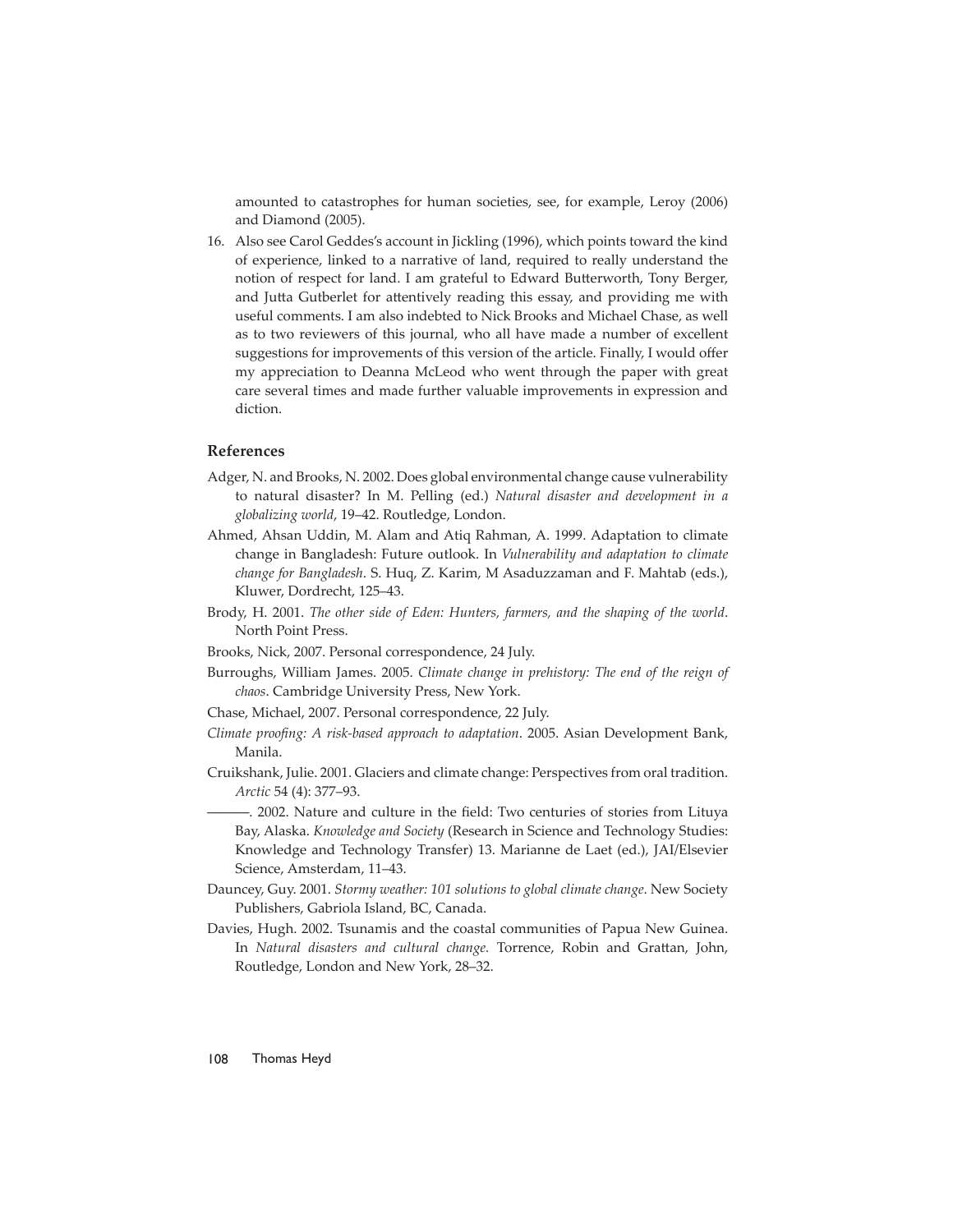amounted to catastrophes for human societies, see, for example, Leroy (2006) and Diamond (2005).

16. Also see Carol Geddes's account in Jickling (1996), which points toward the kind of experience, linked to a narrative of land, required to really understand the notion of respect for land. I am grateful to Edward Butterworth, Tony Berger, and Jutta Gutberlet for attentively reading this essay, and providing me with useful comments. I am also indebted to Nick Brooks and Michael Chase, as well as to two reviewers of this journal, who all have made a number of excellent suggestions for improvements of this version of the article. Finally, I would offer my appreciation to Deanna McLeod who went through the paper with great care several times and made further valuable improvements in expression and diction.

## References

Adger, N. and Brooks, N. 2002. Does global environmental change cause vulnerability to natural disaster? In M. Pelling (ed.) *Natural disaster and development in a globalizing world*, 19–42. Routledge, London.

Ahmed, Ahsan Uddin, M. Alam and Atiq Rahman, A. 1999. Adaptation to climate change in Bangladesh: Future outlook. In *Vulnerability and adaptation to climate change for Bangladesh*. S. Huq, Z. Karim, M Asaduzzaman and F. Mahtab (eds.), Kluwer, Dordrecht, 125–43.

Brody, H. 2001. *The other side of Eden: Hunters, farmers, and the shaping of the world*. North Point Press.

Brooks, Nick, 2007. Personal correspondence, 24 July.

Burroughs, William James. 2005. *Climate change in prehistory: The end of the reign of chaos*. Cambridge University Press, New York.

Chase, Michael, 2007. Personal correspondence, 22 July.

*Climate proofing: A risk-based approach to adaptation*. 2005. Asian Development Bank, Manila.

Cruikshank, Julie. 2001. Glaciers and climate change: Perspectives from oral tradition. *Arctic* 54 (4): 377–93.

———. 2002. Nature and culture in the field: Two centuries of stories from Lituya Bay, Alaska. *Knowledge and Society* (Research in Science and Technology Studies: Knowledge and Technology Transfer) 13. Marianne de Laet (ed.), JAI/Elsevier Science, Amsterdam, 11–43.

Dauncey, Guy. 2001. *Stormy weather: 101 solutions to global climate change*. New Society Publishers, Gabriola Island, BC, Canada.

Davies, Hugh. 2002. Tsunamis and the coastal communities of Papua New Guinea. In *Natural disasters and cultural change.* Torrence, Robin and Grattan, John, Routledge, London and New York, 28–32.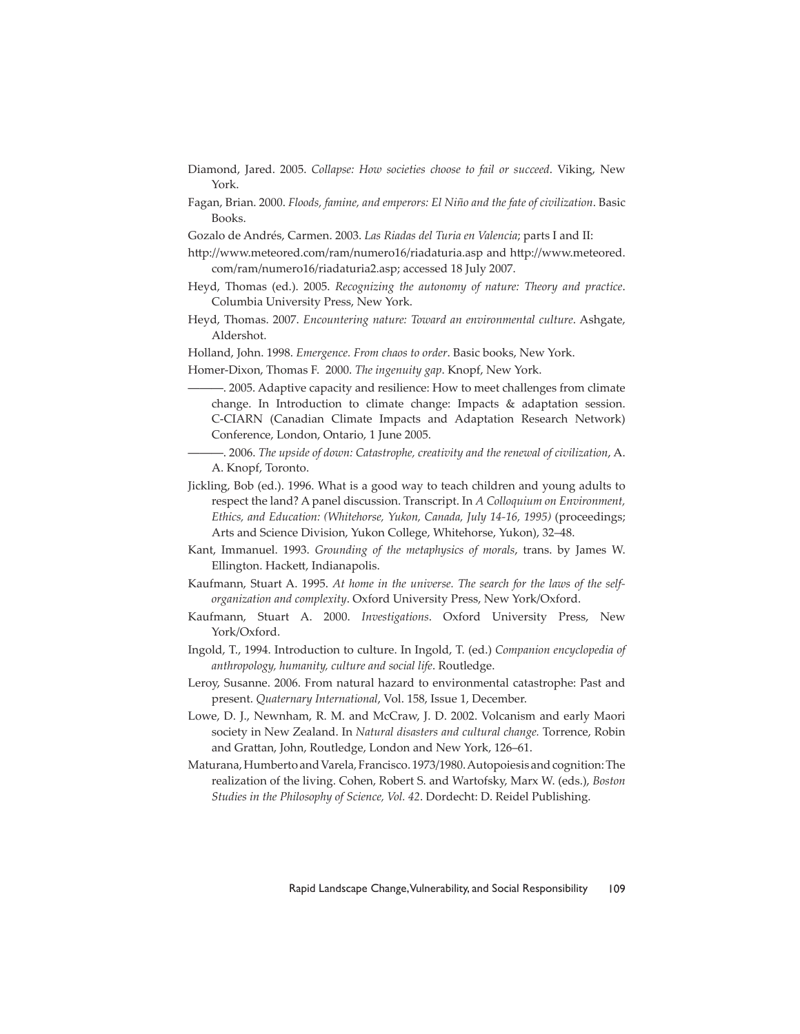Diamond, Jared. 2005. *Collapse: How societies choose to fail or succeed*. Viking, New York.

Fagan, Brian. 2000. *Floods, famine, and emperors: El Niño and the fate of civilization*. Basic Books.

Gozalo de Andrés, Carmen. 2003. *Las Riadas del Turia en Valencia*; parts I and II:

http://www.meteored.com/ram/numero16/riadaturia.asp and http://www.meteored.com/ram/numero16/riadaturia2.asp; accessed 18 July 2007.

Heyd, Thomas (ed.). 2005. *Recognizing the autonomy of nature: Theory and practice*. Columbia University Press, New York.

Heyd, Thomas. 2007. *Encountering nature: Toward an environmental culture*. Ashgate, Aldershot.

Holland, John. 1998. *Emergence. From chaos to order*. Basic books, New York.

Homer-Dixon, Thomas F. 2000. *The ingenuity gap*. Knopf, New York.

———. 2005. Adaptive capacity and resilience: How to meet challenges from climate change. In Introduction to climate change: Impacts & adaptation session. C-CIARN (Canadian Climate Impacts and Adaptation Research Network) Conference, London, Ontario, 1 June 2005.

———. 2006. *The upside of down: Catastrophe, creativity and the renewal of civilization*, A. A. Knopf, Toronto.

Jickling, Bob (ed.). 1996. What is a good way to teach children and young adults to respect the land? A panel discussion. Transcript. In *A Colloquium on Environment, Ethics, and Education: (Whitehorse, Yukon, Canada, July 14-16, 1995)* (proceedings; Arts and Science Division, Yukon College, Whitehorse, Yukon), 32–48.

Kant, Immanuel. 1993. *Grounding of the metaphysics of morals*, trans. by James W. Ellington. Hackett, Indianapolis.

Kaufmann, Stuart A. 1995. *At home in the universe. The search for the laws of the self-organization and complexity*. Oxford University Press, New York/Oxford.

Kaufmann, Stuart A. 2000. *Investigations*. Oxford University Press, New York/Oxford.

Ingold, T., 1994. Introduction to culture. In Ingold, T. (ed.) *Companion encyclopedia of anthropology, humanity, culture and social life*. Routledge.

Leroy, Susanne. 2006. From natural hazard to environmental catastrophe: Past and present. *Quaternary International*, Vol. 158, Issue 1, December.

Lowe, D. J., Newnham, R. M. and McCraw, J. D. 2002. Volcanism and early Maori society in New Zealand. In *Natural disasters and cultural change.* Torrence, Robin and Grattan, John, Routledge, London and New York, 126–61.

Maturana, Humberto and Varela, Francisco. 1973/1980. Autopoiesis and cognition: The realization of the living. Cohen, Robert S. and Wartofsky, Marx W. (eds.), *Boston Studies in the Philosophy of Science, Vol. 42*. Dordecht: D. Reidel Publishing.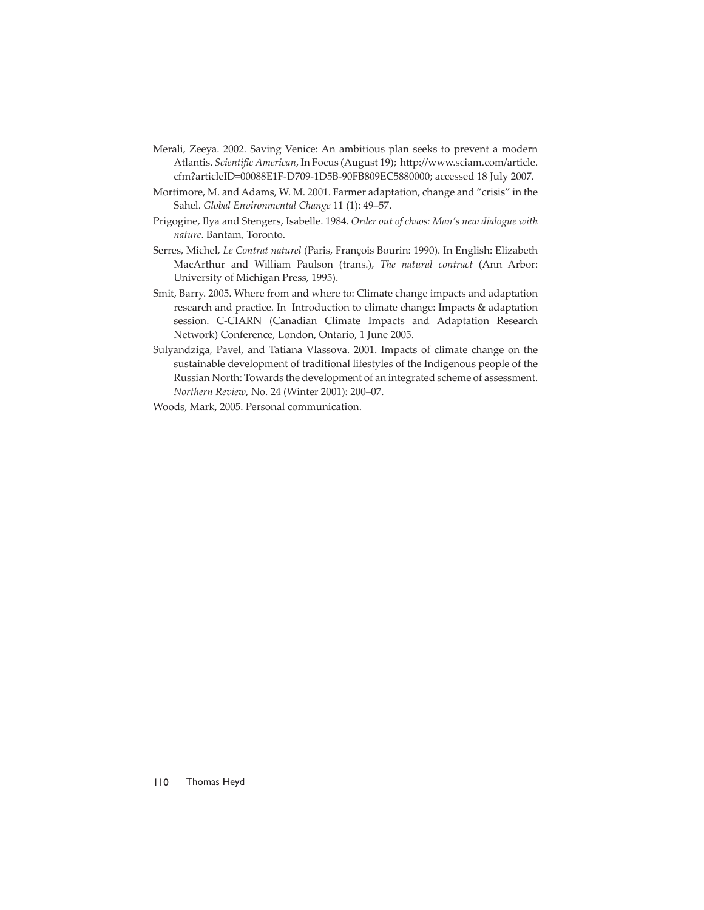Merali, Zeeya. 2002. Saving Venice: An ambitious plan seeks to prevent a modern Atlantis. *Scientific American*, In Focus (August 19); http://www.sciam.com/article.cfm?articleID=00088E1F-D709-1D5B-90FB809EC5880000; accessed 18 July 2007.

Mortimore, M. and Adams, W. M. 2001. Farmer adaptation, change and "crisis" in the Sahel. *Global Environmental Change* 11 (1): 49–57.

Prigogine, Ilya and Stengers, Isabelle. 1984. *Order out of chaos: Man's new dialogue with nature*. Bantam, Toronto.

Serres, Michel, *Le Contrat naturel* (Paris, François Bourin: 1990). In English: Elizabeth MacArthur and William Paulson (trans.), *The natural contract* (Ann Arbor: University of Michigan Press, 1995).

Smit, Barry. 2005. Where from and where to: Climate change impacts and adaptation research and practice. In Introduction to climate change: Impacts & adaptation session. C-CIARN (Canadian Climate Impacts and Adaptation Research Network) Conference, London, Ontario, 1 June 2005.

Sulyandziga, Pavel, and Tatiana Vlassova. 2001. Impacts of climate change on the sustainable development of traditional lifestyles of the Indigenous people of the Russian North: Towards the development of an integrated scheme of assessment. *Northern Review*, No. 24 (Winter 2001): 200–07.

Woods, Mark, 2005. Personal communication.